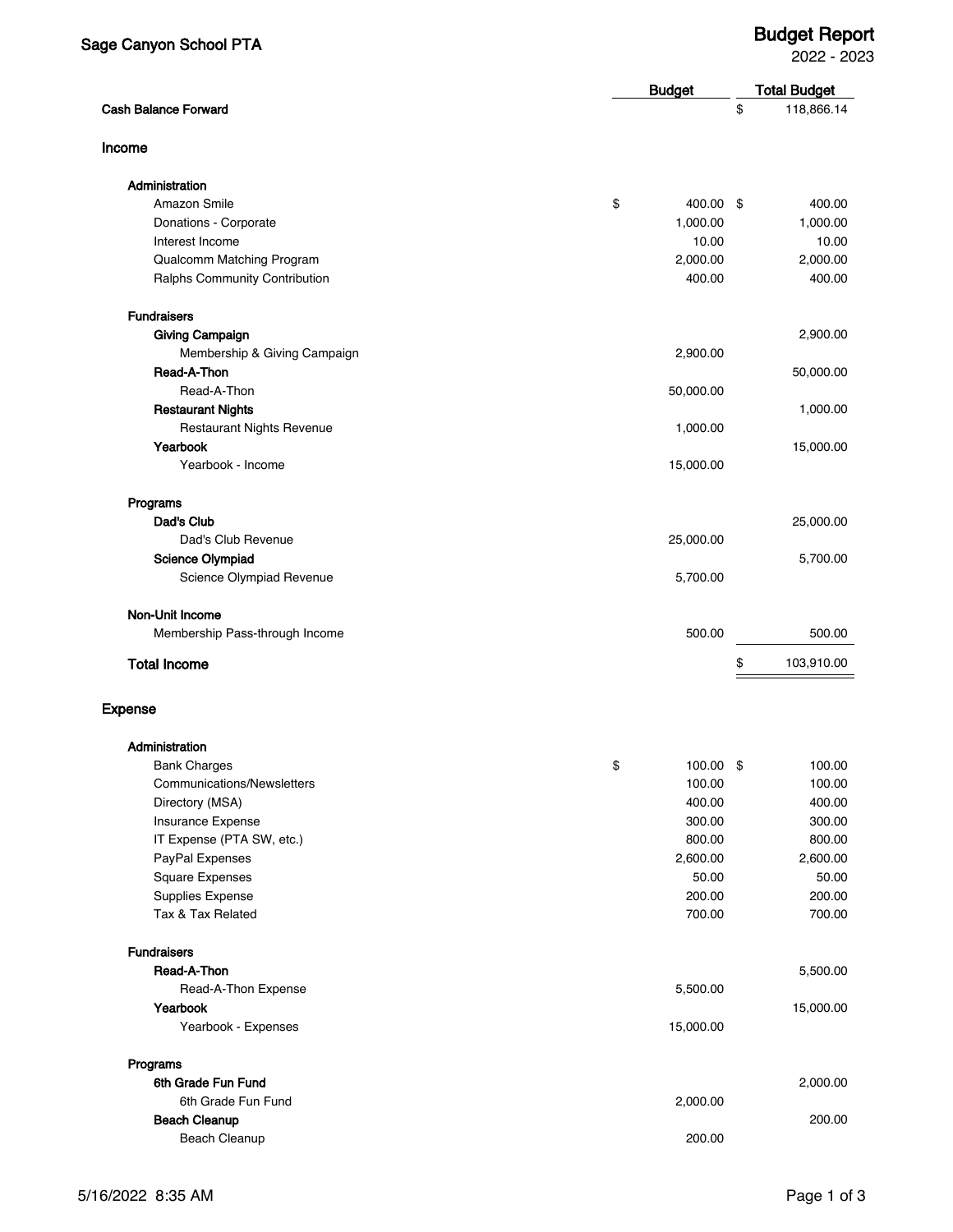# Sage Canyon School PTA

## Budget Report

2022 - 2023

| | Budget | Total Budget |
|---|---|---|
| **Cash Balance Forward** | | $ 118,866.14 |
| **Income** | | |
| **Administration** | | |
| Amazon Smile | $ 400.00 | $ 400.00 |
| Donations - Corporate | 1,000.00 | 1,000.00 |
| Interest Income | 10.00 | 10.00 |
| Qualcomm Matching Program | 2,000.00 | 2,000.00 |
| Ralphs Community Contribution | 400.00 | 400.00 |
| **Fundraisers** | | |
| **Giving Campaign** | | 2,900.00 |
| Membership & Giving Campaign | 2,900.00 | |
| **Read-A-Thon** | | 50,000.00 |
| Read-A-Thon | 50,000.00 | |
| **Restaurant Nights** | | 1,000.00 |
| Restaurant Nights Revenue | 1,000.00 | |
| **Yearbook** | | 15,000.00 |
| Yearbook - Income | 15,000.00 | |
| **Programs** | | |
| **Dad's Club** | | 25,000.00 |
| Dad's Club Revenue | 25,000.00 | |
| **Science Olympiad** | | 5,700.00 |
| Science Olympiad Revenue | 5,700.00 | |
| **Non-Unit Income** | | |
| Membership Pass-through Income | 500.00 | 500.00 |
| **Total Income** | | $ 103,910.00 |
| **Expense** | | |
| **Administration** | | |
| Bank Charges | $ 100.00 | $ 100.00 |
| Communications/Newsletters | 100.00 | 100.00 |
| Directory (MSA) | 400.00 | 400.00 |
| Insurance Expense | 300.00 | 300.00 |
| IT Expense (PTA SW, etc.) | 800.00 | 800.00 |
| PayPal Expenses | 2,600.00 | 2,600.00 |
| Square Expenses | 50.00 | 50.00 |
| Supplies Expense | 200.00 | 200.00 |
| Tax & Tax Related | 700.00 | 700.00 |
| **Fundraisers** | | |
| **Read-A-Thon** | | 5,500.00 |
| Read-A-Thon Expense | 5,500.00 | |
| **Yearbook** | | 15,000.00 |
| Yearbook - Expenses | 15,000.00 | |
| **Programs** | | |
| **6th Grade Fun Fund** | | 2,000.00 |
| 6th Grade Fun Fund | 2,000.00 | |
| **Beach Cleanup** | | 200.00 |
| Beach Cleanup | 200.00 | |

5/16/2022 8:35 AM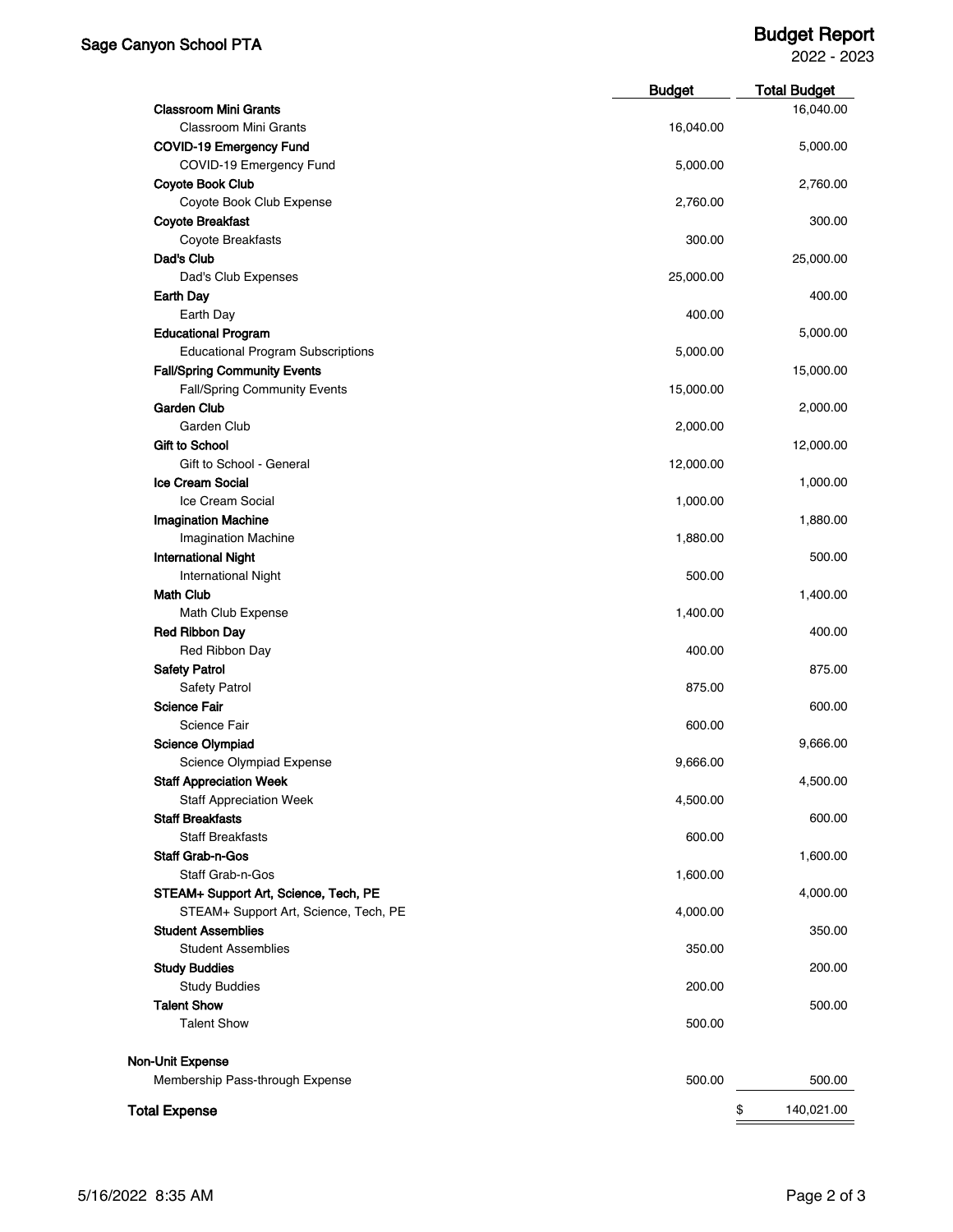# Sage Canyon School PTA

## Budget Report
2022 - 2023

| | Budget | Total Budget |
|---|---|---|
| **Classroom Mini Grants** | | 16,040.00 |
| Classroom Mini Grants | 16,040.00 | |
| **COVID-19 Emergency Fund** | | 5,000.00 |
| COVID-19 Emergency Fund | 5,000.00 | |
| **Coyote Book Club** | | 2,760.00 |
| Coyote Book Club Expense | 2,760.00 | |
| **Coyote Breakfast** | | 300.00 |
| Coyote Breakfasts | 300.00 | |
| **Dad's Club** | | 25,000.00 |
| Dad's Club Expenses | 25,000.00 | |
| **Earth Day** | | 400.00 |
| Earth Day | 400.00 | |
| **Educational Program** | | 5,000.00 |
| Educational Program Subscriptions | 5,000.00 | |
| **Fall/Spring Community Events** | | 15,000.00 |
| Fall/Spring Community Events | 15,000.00 | |
| **Garden Club** | | 2,000.00 |
| Garden Club | 2,000.00 | |
| **Gift to School** | | 12,000.00 |
| Gift to School - General | 12,000.00 | |
| **Ice Cream Social** | | 1,000.00 |
| Ice Cream Social | 1,000.00 | |
| **Imagination Machine** | | 1,880.00 |
| Imagination Machine | 1,880.00 | |
| **International Night** | | 500.00 |
| International Night | 500.00 | |
| **Math Club** | | 1,400.00 |
| Math Club Expense | 1,400.00 | |
| **Red Ribbon Day** | | 400.00 |
| Red Ribbon Day | 400.00 | |
| **Safety Patrol** | | 875.00 |
| Safety Patrol | 875.00 | |
| **Science Fair** | | 600.00 |
| Science Fair | 600.00 | |
| **Science Olympiad** | | 9,666.00 |
| Science Olympiad Expense | 9,666.00 | |
| **Staff Appreciation Week** | | 4,500.00 |
| Staff Appreciation Week | 4,500.00 | |
| **Staff Breakfasts** | | 600.00 |
| Staff Breakfasts | 600.00 | |
| **Staff Grab-n-Gos** | | 1,600.00 |
| Staff Grab-n-Gos | 1,600.00 | |
| **STEAM+ Support Art, Science, Tech, PE** | | 4,000.00 |
| STEAM+ Support Art, Science, Tech, PE | 4,000.00 | |
| **Student Assemblies** | | 350.00 |
| Student Assemblies | 350.00 | |
| **Study Buddies** | | 200.00 |
| Study Buddies | 200.00 | |
| **Talent Show** | | 500.00 |
| Talent Show | 500.00 | |
| **Non-Unit Expense** | | |
| Membership Pass-through Expense | 500.00 | 500.00 |
| **Total Expense** | | $ 140,021.00 |

5/16/2022 8:35 AM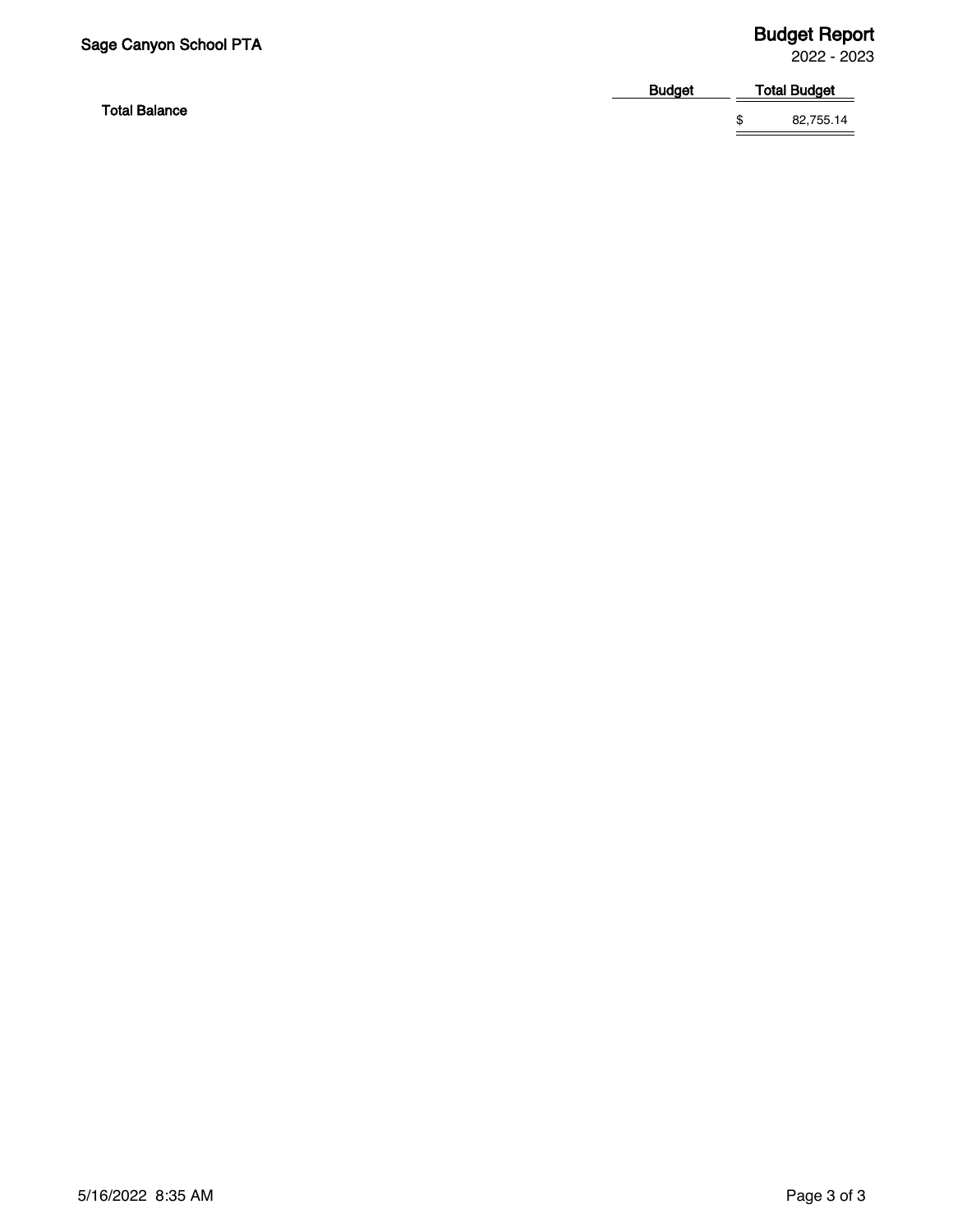| | Budget | Total Budget |
| --- | --- | --- |
| **Total Balance** | | $ 82,755.14 |